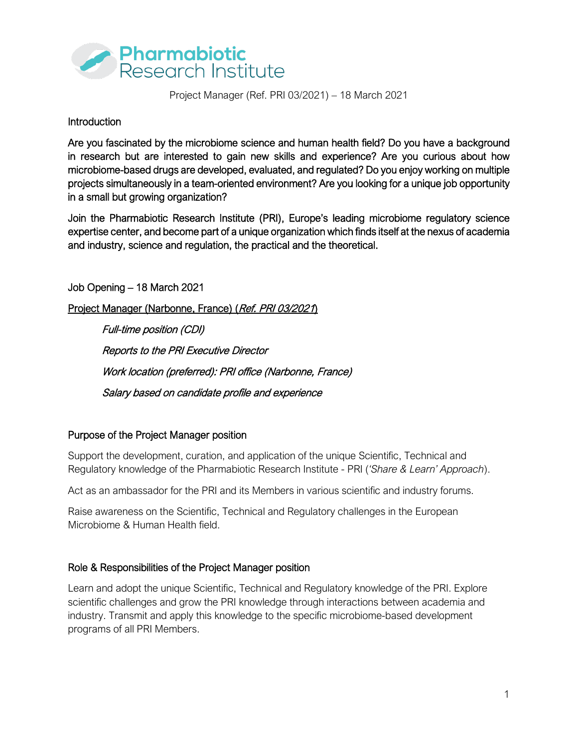Pharmabiotic Research Institute

Project Manager (Ref. PRI 03/2021) – 18 March 2021

## Introduction

Are you fascinated by the microbiome science and human health field? Do you have a background in research but are interested to gain new skills and experience? Are you curious about how microbiome-based drugs are developed, evaluated, and regulated? Do you enjoy working on multiple projects simultaneously in a team-oriented environment? Are you looking for a unique job opportunity in a small but growing organization?

Join the Pharmabiotic Research Institute (PRI), Europe's leading microbiome regulatory science expertise center, and become part of a unique organization which finds itself at the nexus of academia and industry, science and regulation, the practical and the theoretical.

## Job Opening – 18 March 2021

Project Manager (Narbonne, France) (*Ref. PRI 03/2021*)

*Full-time position (CDI)*

*Reports to the PRI Executive Director*

*Work location (preferred): PRI office (Narbonne, France)*

*Salary based on candidate profile and experience*

## Purpose of the Project Manager position

Support the development, curation, and application of the unique Scientific, Technical and Regulatory knowledge of the Pharmabiotic Research Institute - PRI (*'Share & Learn' Approach*).

Act as an ambassador for the PRI and its Members in various scientific and industry forums.

Raise awareness on the Scientific, Technical and Regulatory challenges in the European Microbiome & Human Health field.

## Role & Responsibilities of the Project Manager position

Learn and adopt the unique Scientific, Technical and Regulatory knowledge of the PRI. Explore scientific challenges and grow the PRI knowledge through interactions between academia and industry. Transmit and apply this knowledge to the specific microbiome-based development programs of all PRI Members.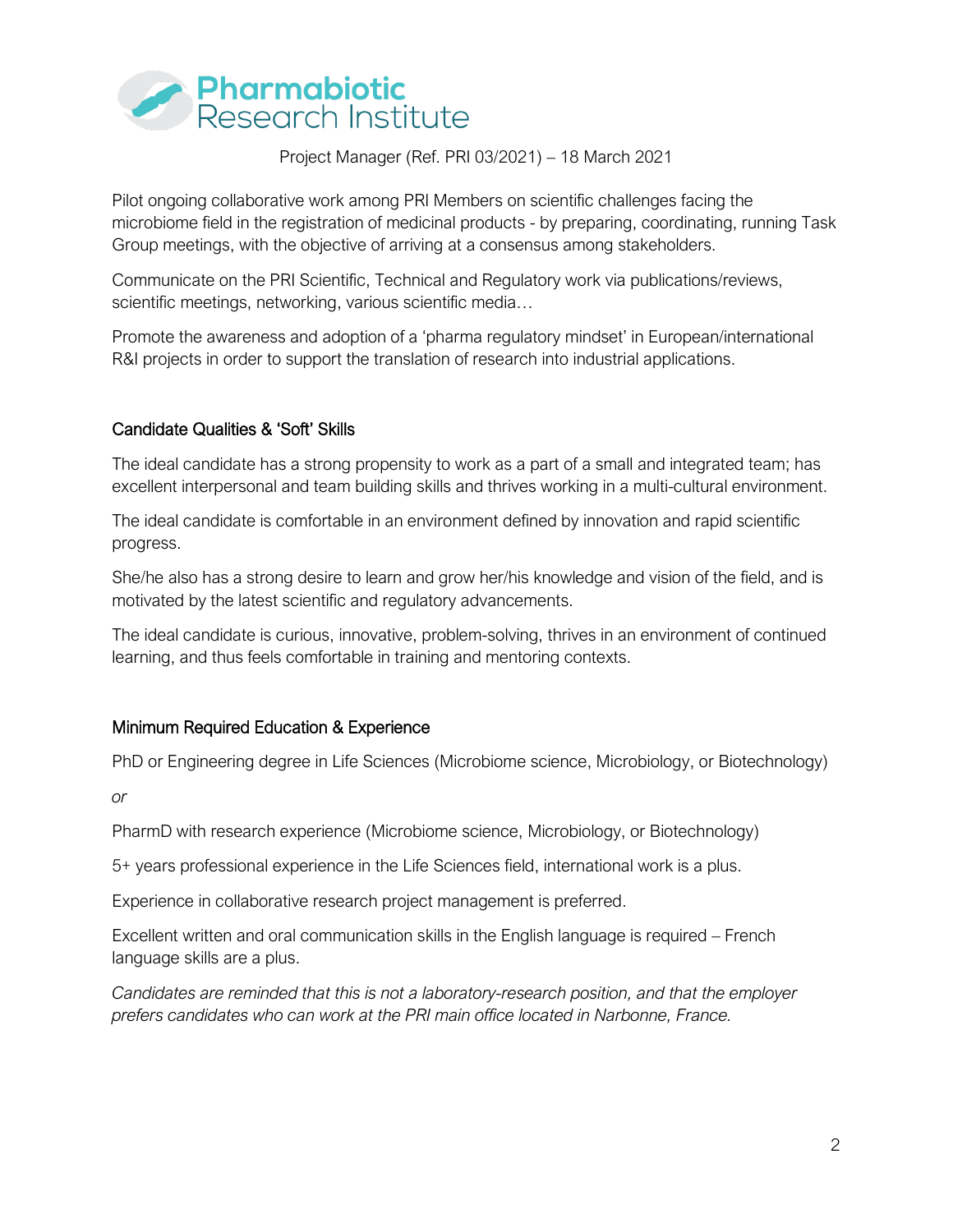Project Manager (Ref. PRI 03/2021) – 18 March 2021

Pilot ongoing collaborative work among PRI Members on scientific challenges facing the microbiome field in the registration of medicinal products - by preparing, coordinating, running Task Group meetings, with the objective of arriving at a consensus among stakeholders.

Communicate on the PRI Scientific, Technical and Regulatory work via publications/reviews, scientific meetings, networking, various scientific media…

Promote the awareness and adoption of a 'pharma regulatory mindset' in European/international R&I projects in order to support the translation of research into industrial applications.

## Candidate Qualities & 'Soft' Skills

The ideal candidate has a strong propensity to work as a part of a small and integrated team; has excellent interpersonal and team building skills and thrives working in a multi-cultural environment.

The ideal candidate is comfortable in an environment defined by innovation and rapid scientific progress.

She/he also has a strong desire to learn and grow her/his knowledge and vision of the field, and is motivated by the latest scientific and regulatory advancements.

The ideal candidate is curious, innovative, problem-solving, thrives in an environment of continued learning, and thus feels comfortable in training and mentoring contexts.

## Minimum Required Education & Experience

PhD or Engineering degree in Life Sciences (Microbiome science, Microbiology, or Biotechnology)

*or*

PharmD with research experience (Microbiome science, Microbiology, or Biotechnology)

5+ years professional experience in the Life Sciences field, international work is a plus.

Experience in collaborative research project management is preferred.

Excellent written and oral communication skills in the English language is required – French language skills are a plus.

*Candidates are reminded that this is not a laboratory-research position, and that the employer prefers candidates who can work at the PRI main office located in Narbonne, France.*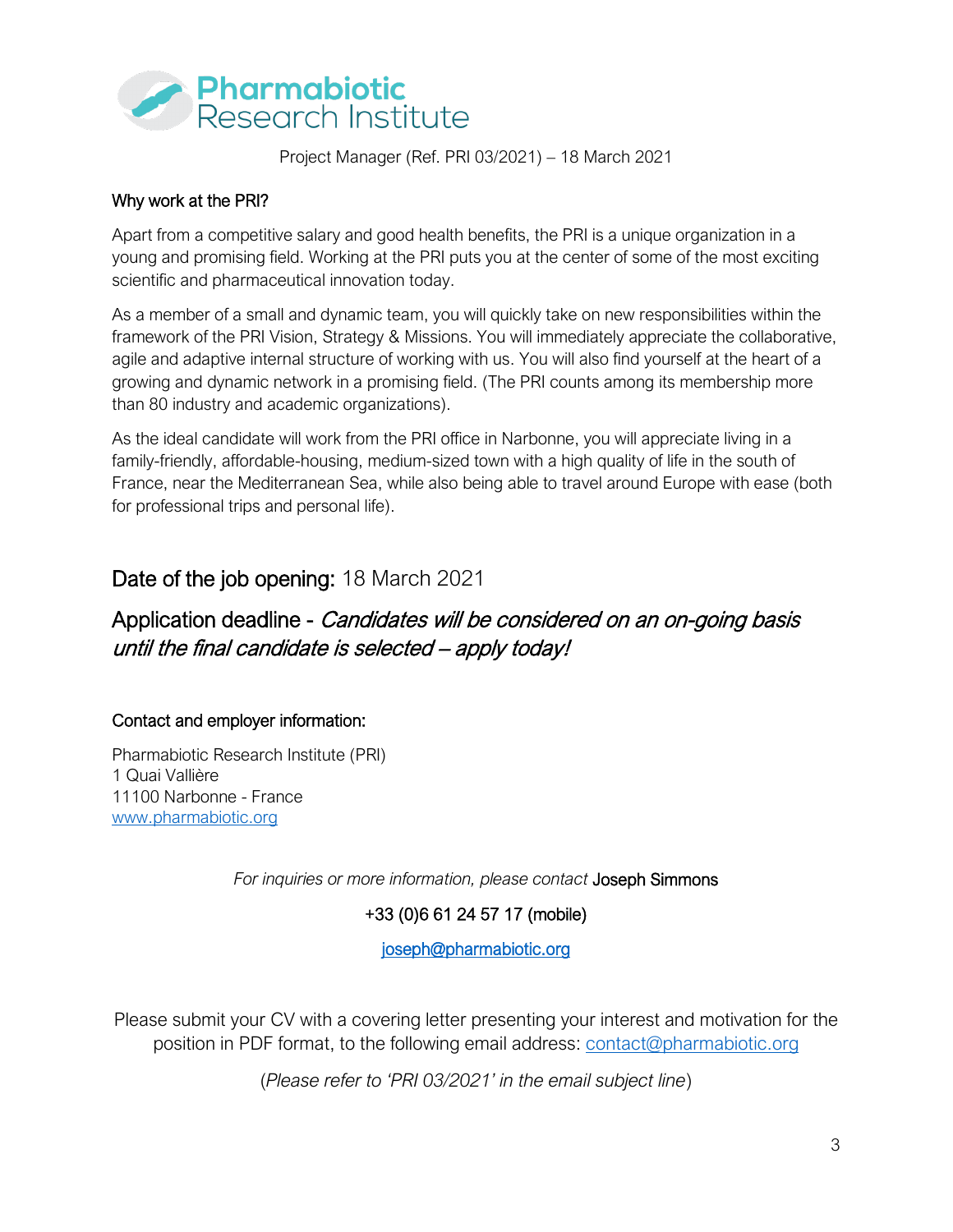# Pharmabiotic Research Institute

Project Manager (Ref. PRI 03/2021) – 18 March 2021

### Why work at the PRI?

Apart from a competitive salary and good health benefits, the PRI is a unique organization in a young and promising field. Working at the PRI puts you at the center of some of the most exciting scientific and pharmaceutical innovation today.

As a member of a small and dynamic team, you will quickly take on new responsibilities within the framework of the PRI Vision, Strategy & Missions. You will immediately appreciate the collaborative, agile and adaptive internal structure of working with us. You will also find yourself at the heart of a growing and dynamic network in a promising field. (The PRI counts among its membership more than 80 industry and academic organizations).

As the ideal candidate will work from the PRI office in Narbonne, you will appreciate living in a family-friendly, affordable-housing, medium-sized town with a high quality of life in the south of France, near the Mediterranean Sea, while also being able to travel around Europe with ease (both for professional trips and personal life).

## Date of the job opening: 18 March 2021

## Application deadline - *Candidates will be considered on an on-going basis until the final candidate is selected – apply today!*

### Contact and employer information:

Pharmabiotic Research Institute (PRI)
1 Quai Vallière
11100 Narbonne - France
[www.pharmabiotic.org](www.pharmabiotic.org)

*For inquiries or more information, please contact* **Joseph Simmons**

+33 (0)6 61 24 57 17 (mobile)

[joseph@pharmabiotic.org](mailto:joseph@pharmabiotic.org)

Please submit your CV with a covering letter presenting your interest and motivation for the position in PDF format, to the following email address: [contact@pharmabiotic.org](mailto:contact@pharmabiotic.org)

(*Please refer to 'PRI 03/2021' in the email subject line*)